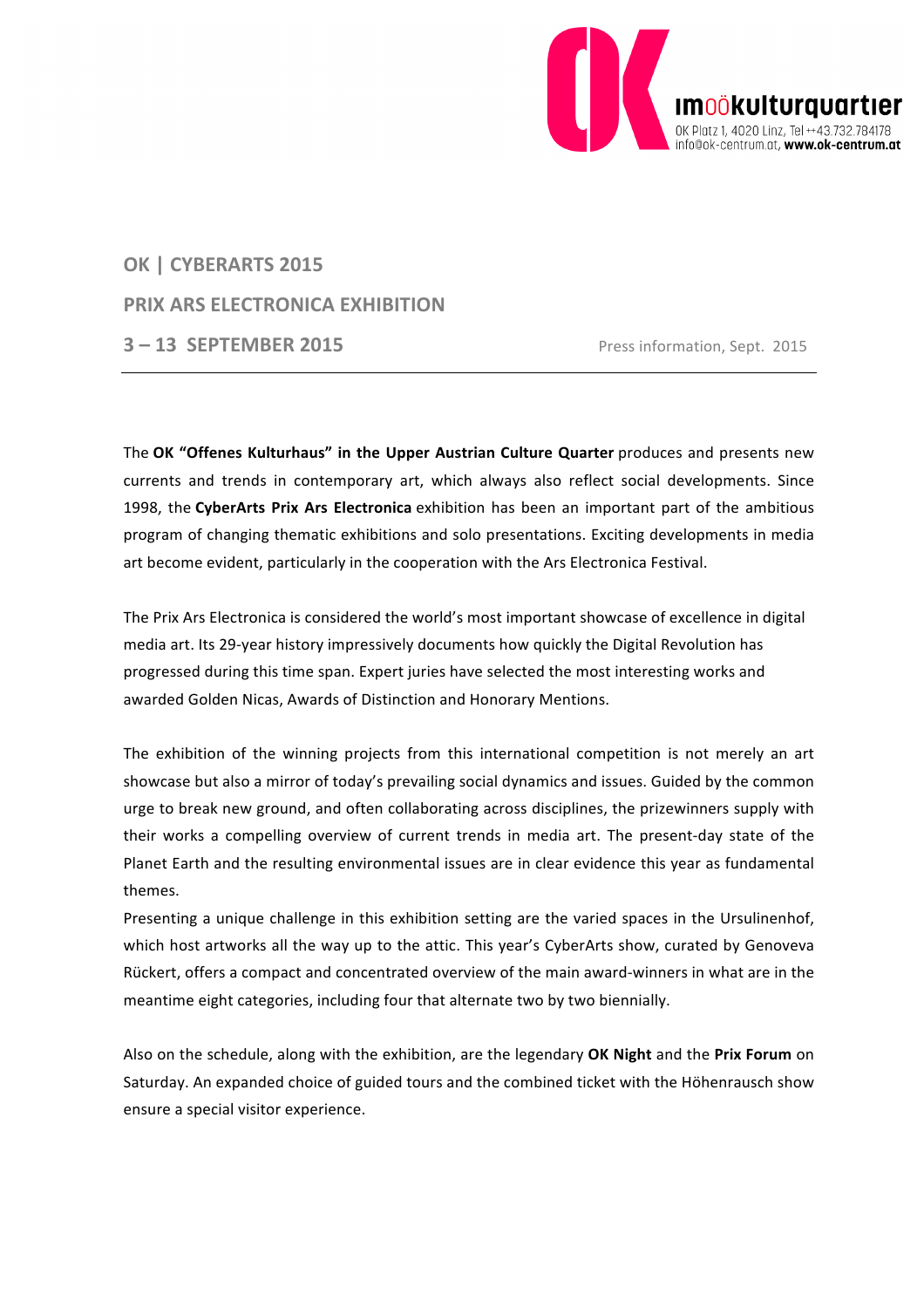OK Platz 1, 4020 Linz, Tel ++43.732.784178
info@ok-centrum.at, **www.ok-centrum.at**

# OK | CYBERARTS 2015

## PRIX ARS ELECTRONICA EXHIBITION

## 3 – 13 SEPTEMBER 2015

Press information, Sept. 2015

---

The **OK "Offenes Kulturhaus" in the Upper Austrian Culture Quarter** produces and presents new currents and trends in contemporary art, which always also reflect social developments. Since 1998, the **CyberArts Prix Ars Electronica** exhibition has been an important part of the ambitious program of changing thematic exhibitions and solo presentations. Exciting developments in media art become evident, particularly in the cooperation with the Ars Electronica Festival.

The Prix Ars Electronica is considered the world's most important showcase of excellence in digital media art. Its 29-year history impressively documents how quickly the Digital Revolution has progressed during this time span. Expert juries have selected the most interesting works and awarded Golden Nicas, Awards of Distinction and Honorary Mentions.

The exhibition of the winning projects from this international competition is not merely an art showcase but also a mirror of today's prevailing social dynamics and issues. Guided by the common urge to break new ground, and often collaborating across disciplines, the prizewinners supply with their works a compelling overview of current trends in media art. The present-day state of the Planet Earth and the resulting environmental issues are in clear evidence this year as fundamental themes.

Presenting a unique challenge in this exhibition setting are the varied spaces in the Ursulinenhof, which host artworks all the way up to the attic. This year's CyberArts show, curated by Genoveva Rückert, offers a compact and concentrated overview of the main award-winners in what are in the meantime eight categories, including four that alternate two by two biennially.

Also on the schedule, along with the exhibition, are the legendary **OK Night** and the **Prix Forum** on Saturday. An expanded choice of guided tours and the combined ticket with the Höhenrausch show ensure a special visitor experience.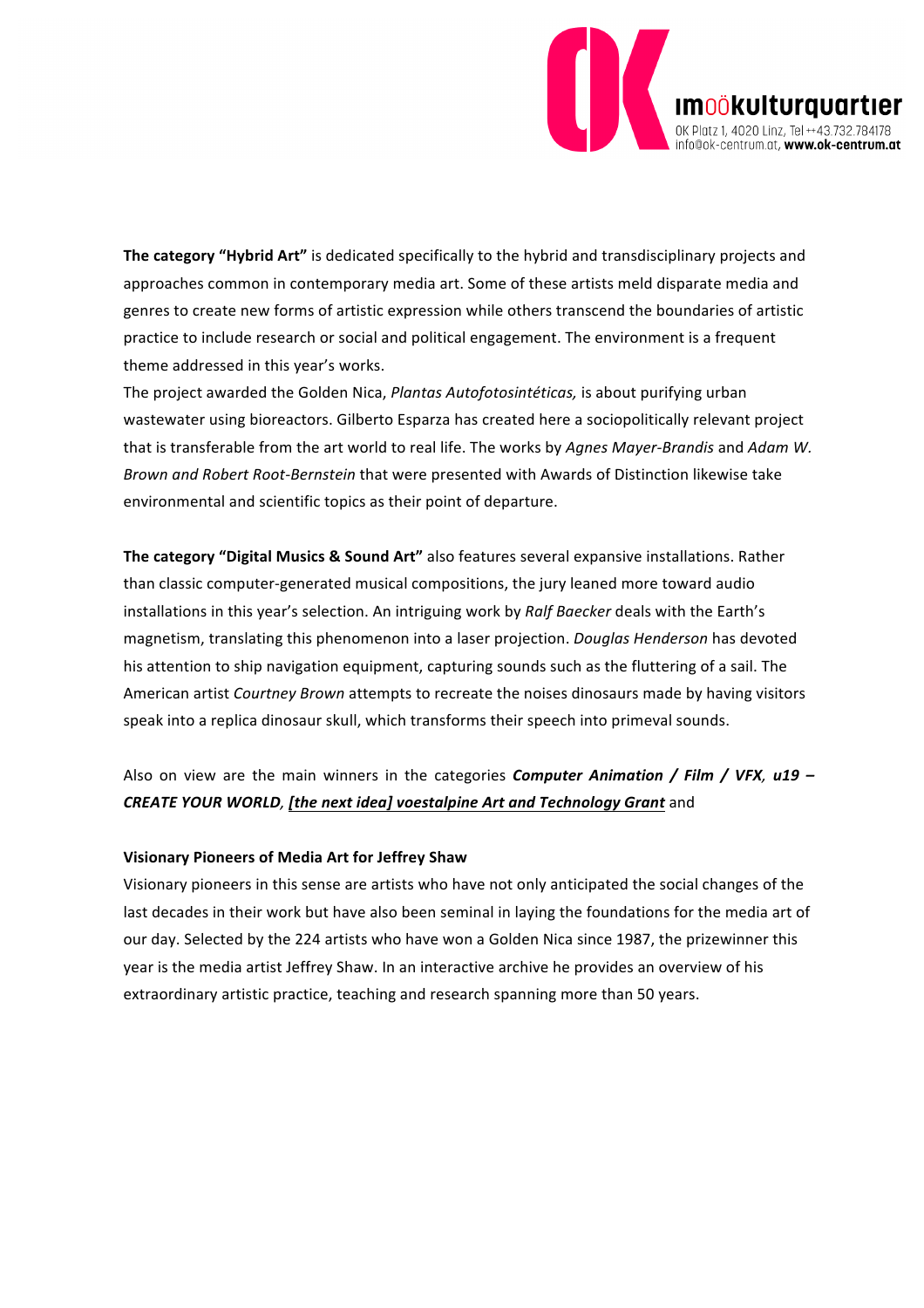**The category "Hybrid Art"** is dedicated specifically to the hybrid and transdisciplinary projects and approaches common in contemporary media art. Some of these artists meld disparate media and genres to create new forms of artistic expression while others transcend the boundaries of artistic practice to include research or social and political engagement. The environment is a frequent theme addressed in this year's works.

The project awarded the Golden Nica, *Plantas Autofotosintéticas,* is about purifying urban wastewater using bioreactors. Gilberto Esparza has created here a sociopolitically relevant project that is transferable from the art world to real life. The works by *Agnes Mayer-Brandis* and *Adam W. Brown and Robert Root-Bernstein* that were presented with Awards of Distinction likewise take environmental and scientific topics as their point of departure.

**The category "Digital Musics & Sound Art"** also features several expansive installations. Rather than classic computer-generated musical compositions, the jury leaned more toward audio installations in this year's selection. An intriguing work by *Ralf Baecker* deals with the Earth's magnetism, translating this phenomenon into a laser projection. *Douglas Henderson* has devoted his attention to ship navigation equipment, capturing sounds such as the fluttering of a sail. The American artist *Courtney Brown* attempts to recreate the noises dinosaurs made by having visitors speak into a replica dinosaur skull, which transforms their speech into primeval sounds.

Also on view are the main winners in the categories ***Computer Animation / Film / VFX***, ***u19 – CREATE YOUR WORLD***, ***[the next idea] voestalpine Art and Technology Grant*** and

**Visionary Pioneers of Media Art for Jeffrey Shaw**

Visionary pioneers in this sense are artists who have not only anticipated the social changes of the last decades in their work but have also been seminal in laying the foundations for the media art of our day. Selected by the 224 artists who have won a Golden Nica since 1987, the prizewinner this year is the media artist Jeffrey Shaw. In an interactive archive he provides an overview of his extraordinary artistic practice, teaching and research spanning more than 50 years.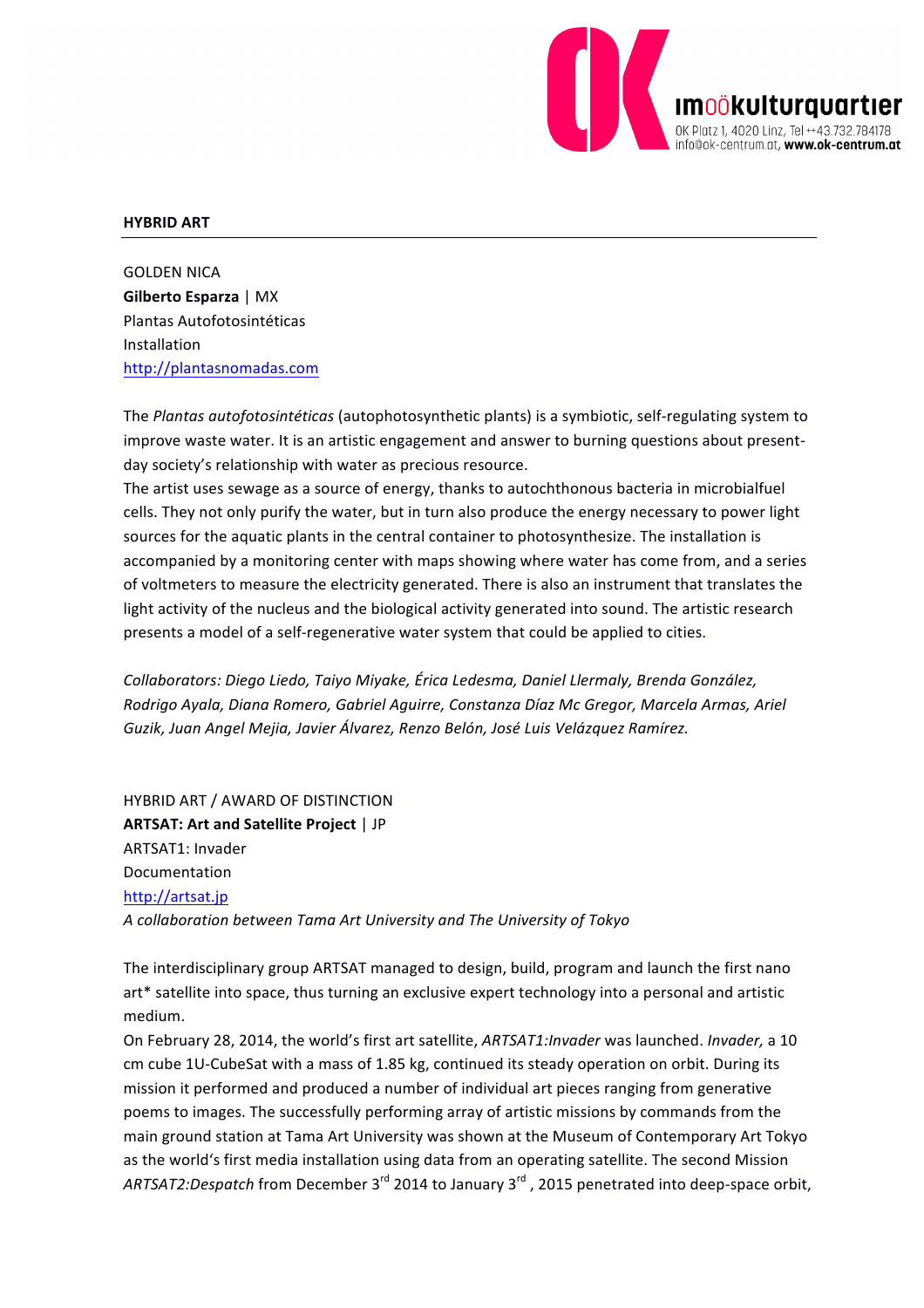**HYBRID ART**

GOLDEN NICA
**Gilberto Esparza** | MX
Plantas Autofotosintéticas
Installation
http://plantasnomadas.com

The *Plantas autofotosintéticas* (autophotosynthetic plants) is a symbiotic, self-regulating system to improve waste water. It is an artistic engagement and answer to burning questions about present-day society's relationship with water as precious resource.
The artist uses sewage as a source of energy, thanks to autochthonous bacteria in microbialfuel cells. They not only purify the water, but in turn also produce the energy necessary to power light sources for the aquatic plants in the central container to photosynthesize. The installation is accompanied by a monitoring center with maps showing where water has come from, and a series of voltmeters to measure the electricity generated. There is also an instrument that translates the light activity of the nucleus and the biological activity generated into sound. The artistic research presents a model of a self-regenerative water system that could be applied to cities.

*Collaborators: Diego Liedo, Taiyo Miyake, Érica Ledesma, Daniel Llermaly, Brenda González, Rodrigo Ayala, Diana Romero, Gabriel Aguirre, Constanza Díaz Mc Gregor, Marcela Armas, Ariel Guzik, Juan Angel Mejia, Javier Álvarez, Renzo Belón, José Luis Velázquez Ramírez.*

HYBRID ART / AWARD OF DISTINCTION
**ARTSAT: Art and Satellite Project** | JP
ARTSAT1: Invader
Documentation
http://artsat.jp
*A collaboration between Tama Art University and The University of Tokyo*

The interdisciplinary group ARTSAT managed to design, build, program and launch the first nano art* satellite into space, thus turning an exclusive expert technology into a personal and artistic medium.
On February 28, 2014, the world's first art satellite, *ARTSAT1:Invader* was launched. *Invader,* a 10 cm cube 1U-CubeSat with a mass of 1.85 kg, continued its steady operation on orbit. During its mission it performed and produced a number of individual art pieces ranging from generative poems to images. The successfully performing array of artistic missions by commands from the main ground station at Tama Art University was shown at the Museum of Contemporary Art Tokyo as the world's first media installation using data from an operating satellite. The second Mission *ARTSAT2:Despatch* from December 3rd 2014 to January 3rd, 2015 penetrated into deep-space orbit,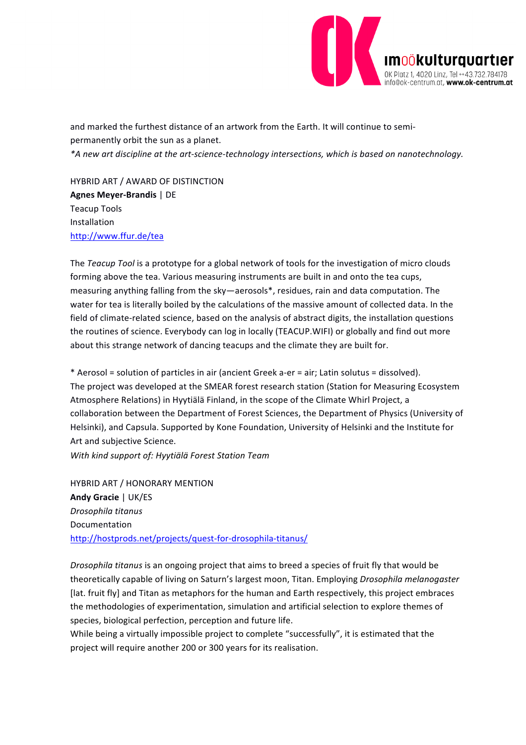and marked the furthest distance of an artwork from the Earth. It will continue to semi-permanently orbit the sun as a planet.

*\*A new art discipline at the art-science-technology intersections, which is based on nanotechnology.*

HYBRID ART / AWARD OF DISTINCTION
**Agnes Meyer-Brandis** | DE
Teacup Tools
Installation
http://www.ffur.de/tea

The *Teacup Tool* is a prototype for a global network of tools for the investigation of micro clouds forming above the tea. Various measuring instruments are built in and onto the tea cups, measuring anything falling from the sky—aerosols*, residues, rain and data computation. The water for tea is literally boiled by the calculations of the massive amount of collected data. In the field of climate-related science, based on the analysis of abstract digits, the installation questions the routines of science. Everybody can log in locally (TEACUP.WIFI) or globally and find out more about this strange network of dancing teacups and the climate they are built for.

* Aerosol = solution of particles in air (ancient Greek a-er = air; Latin solutus = dissolved).
The project was developed at the SMEAR forest research station (Station for Measuring Ecosystem Atmosphere Relations) in Hyytiälä Finland, in the scope of the Climate Whirl Project, a collaboration between the Department of Forest Sciences, the Department of Physics (University of Helsinki), and Capsula. Supported by Kone Foundation, University of Helsinki and the Institute for Art and subjective Science.
*With kind support of: Hyytiälä Forest Station Team*

HYBRID ART / HONORARY MENTION
**Andy Gracie** | UK/ES
*Drosophila titanus*
Documentation
http://hostprods.net/projects/quest-for-drosophila-titanus/

*Drosophila titanus* is an ongoing project that aims to breed a species of fruit fly that would be theoretically capable of living on Saturn's largest moon, Titan. Employing *Drosophila melanogaster* [lat. fruit fly] and Titan as metaphors for the human and Earth respectively, this project embraces the methodologies of experimentation, simulation and artificial selection to explore themes of species, biological perfection, perception and future life.
While being a virtually impossible project to complete "successfully", it is estimated that the project will require another 200 or 300 years for its realisation.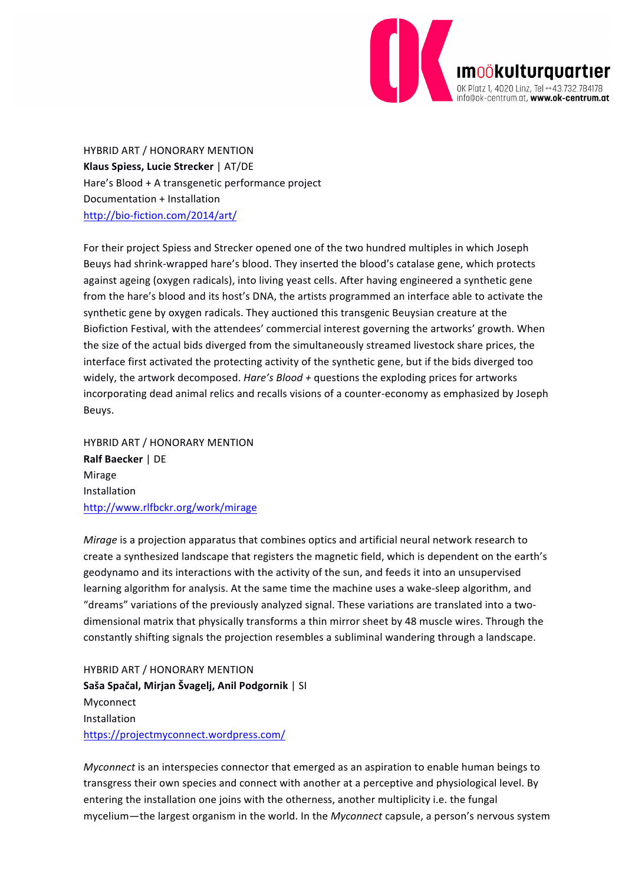HYBRID ART / HONORARY MENTION  
**Klaus Spiess, Lucie Strecker** | AT/DE  
Hare's Blood + A transgenetic performance project  
Documentation + Installation  
http://bio-fiction.com/2014/art/

For their project Spiess and Strecker opened one of the two hundred multiples in which Joseph Beuys had shrink-wrapped hare's blood. They inserted the blood's catalase gene, which protects against ageing (oxygen radicals), into living yeast cells. After having engineered a synthetic gene from the hare's blood and its host's DNA, the artists programmed an interface able to activate the synthetic gene by oxygen radicals. They auctioned this transgenic Beuysian creature at the Biofiction Festival, with the attendees' commercial interest governing the artworks' growth. When the size of the actual bids diverged from the simultaneously streamed livestock share prices, the interface first activated the protecting activity of the synthetic gene, but if the bids diverged too widely, the artwork decomposed. *Hare's Blood +* questions the exploding prices for artworks incorporating dead animal relics and recalls visions of a counter-economy as emphasized by Joseph Beuys.

HYBRID ART / HONORARY MENTION  
**Ralf Baecker** | DE  
Mirage  
Installation  
http://www.rlfbckr.org/work/mirage

*Mirage* is a projection apparatus that combines optics and artificial neural network research to create a synthesized landscape that registers the magnetic field, which is dependent on the earth's geodynamo and its interactions with the activity of the sun, and feeds it into an unsupervised learning algorithm for analysis. At the same time the machine uses a wake-sleep algorithm, and "dreams" variations of the previously analyzed signal. These variations are translated into a two-dimensional matrix that physically transforms a thin mirror sheet by 48 muscle wires. Through the constantly shifting signals the projection resembles a subliminal wandering through a landscape.

HYBRID ART / HONORARY MENTION  
**Saša Spačal, Mirjan Švagelj, Anil Podgornik** | SI  
Myconnect  
Installation  
https://projectmyconnect.wordpress.com/

*Myconnect* is an interspecies connector that emerged as an aspiration to enable human beings to transgress their own species and connect with another at a perceptive and physiological level. By entering the installation one joins with the otherness, another multiplicity i.e. the fungal mycelium—the largest organism in the world. In the *Myconnect* capsule, a person's nervous system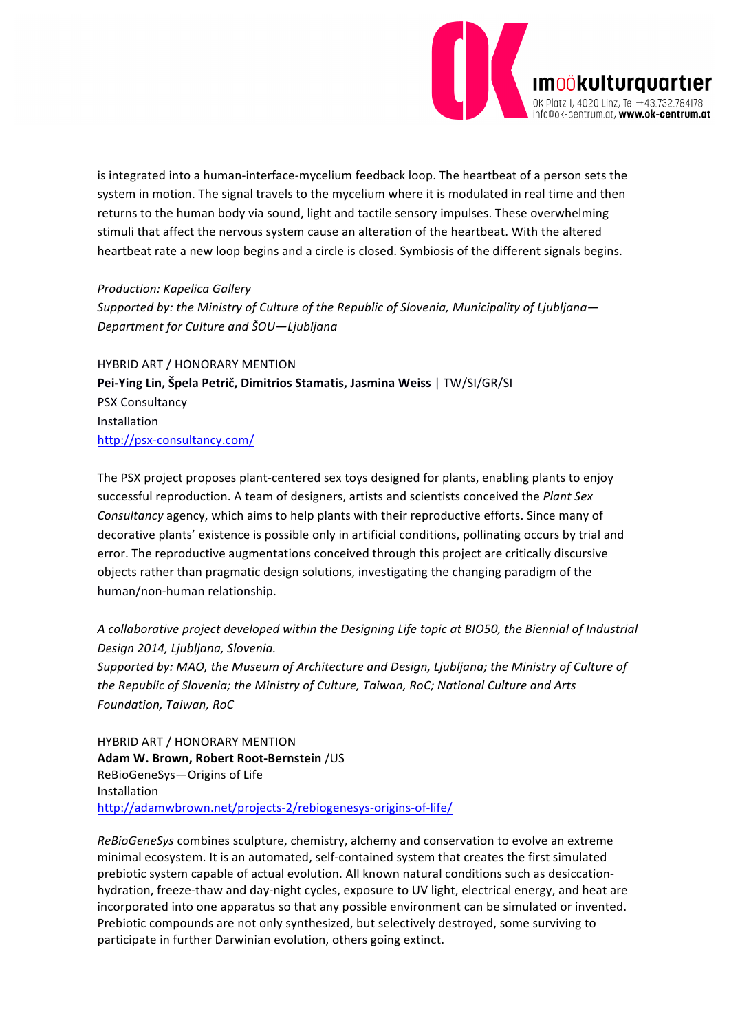is integrated into a human-interface-mycelium feedback loop. The heartbeat of a person sets the system in motion. The signal travels to the mycelium where it is modulated in real time and then returns to the human body via sound, light and tactile sensory impulses. These overwhelming stimuli that affect the nervous system cause an alteration of the heartbeat. With the altered heartbeat rate a new loop begins and a circle is closed. Symbiosis of the different signals begins.

*Production: Kapelica Gallery*
*Supported by: the Ministry of Culture of the Republic of Slovenia, Municipality of Ljubljana—Department for Culture and ŠOU—Ljubljana*

HYBRID ART / HONORARY MENTION
**Pei-Ying Lin, Špela Petrič, Dimitrios Stamatis, Jasmina Weiss** | TW/SI/GR/SI
PSX Consultancy
Installation
http://psx-consultancy.com/

The PSX project proposes plant-centered sex toys designed for plants, enabling plants to enjoy successful reproduction. A team of designers, artists and scientists conceived the *Plant Sex Consultancy* agency, which aims to help plants with their reproductive efforts. Since many of decorative plants' existence is possible only in artificial conditions, pollinating occurs by trial and error. The reproductive augmentations conceived through this project are critically discursive objects rather than pragmatic design solutions, investigating the changing paradigm of the human/non-human relationship.

*A collaborative project developed within the Designing Life topic at BIO50, the Biennial of Industrial Design 2014, Ljubljana, Slovenia.*
*Supported by: MAO, the Museum of Architecture and Design, Ljubljana; the Ministry of Culture of the Republic of Slovenia; the Ministry of Culture, Taiwan, RoC; National Culture and Arts Foundation, Taiwan, RoC*

HYBRID ART / HONORARY MENTION
**Adam W. Brown, Robert Root-Bernstein** /US
ReBioGeneSys—Origins of Life
Installation
http://adamwbrown.net/projects-2/rebiogenesys-origins-of-life/

*ReBioGeneSys* combines sculpture, chemistry, alchemy and conservation to evolve an extreme minimal ecosystem. It is an automated, self-contained system that creates the first simulated prebiotic system capable of actual evolution. All known natural conditions such as desiccation-hydration, freeze-thaw and day-night cycles, exposure to UV light, electrical energy, and heat are incorporated into one apparatus so that any possible environment can be simulated or invented. Prebiotic compounds are not only synthesized, but selectively destroyed, some surviving to participate in further Darwinian evolution, others going extinct.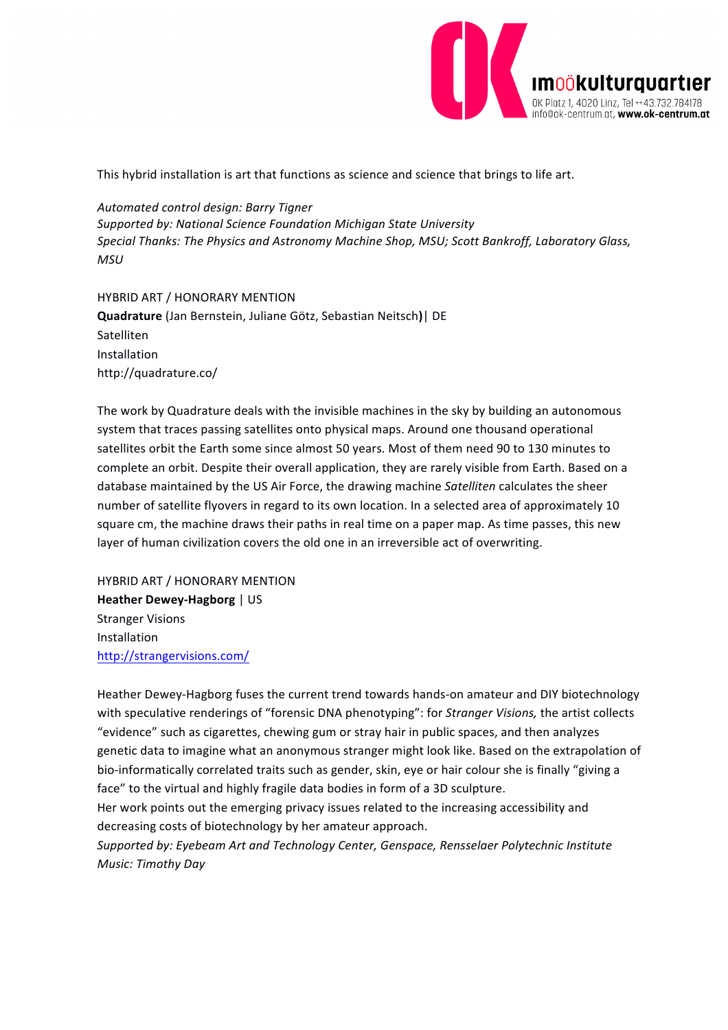This hybrid installation is art that functions as science and science that brings to life art.

*Automated control design: Barry Tigner*
*Supported by: National Science Foundation Michigan State University*
*Special Thanks: The Physics and Astronomy Machine Shop, MSU; Scott Bankroff, Laboratory Glass, MSU*

HYBRID ART / HONORARY MENTION
**Quadrature** (Jan Bernstein, Juliane Götz, Sebastian Neitsch**)**| DE
Satelliten
Installation
http://quadrature.co/

The work by Quadrature deals with the invisible machines in the sky by building an autonomous system that traces passing satellites onto physical maps. Around one thousand operational satellites orbit the Earth some since almost 50 years. Most of them need 90 to 130 minutes to complete an orbit. Despite their overall application, they are rarely visible from Earth. Based on a database maintained by the US Air Force, the drawing machine *Satelliten* calculates the sheer number of satellite flyovers in regard to its own location. In a selected area of approximately 10 square cm, the machine draws their paths in real time on a paper map. As time passes, this new layer of human civilization covers the old one in an irreversible act of overwriting.

HYBRID ART / HONORARY MENTION
**Heather Dewey-Hagborg** | US
Stranger Visions
Installation
http://strangervisions.com/

Heather Dewey-Hagborg fuses the current trend towards hands-on amateur and DIY biotechnology with speculative renderings of "forensic DNA phenotyping": for *Stranger Visions,* the artist collects "evidence" such as cigarettes, chewing gum or stray hair in public spaces, and then analyzes genetic data to imagine what an anonymous stranger might look like. Based on the extrapolation of bio-informatically correlated traits such as gender, skin, eye or hair colour she is finally "giving a face" to the virtual and highly fragile data bodies in form of a 3D sculpture.
Her work points out the emerging privacy issues related to the increasing accessibility and decreasing costs of biotechnology by her amateur approach.
*Supported by: Eyebeam Art and Technology Center, Genspace, Rensselaer Polytechnic Institute*
*Music: Timothy Day*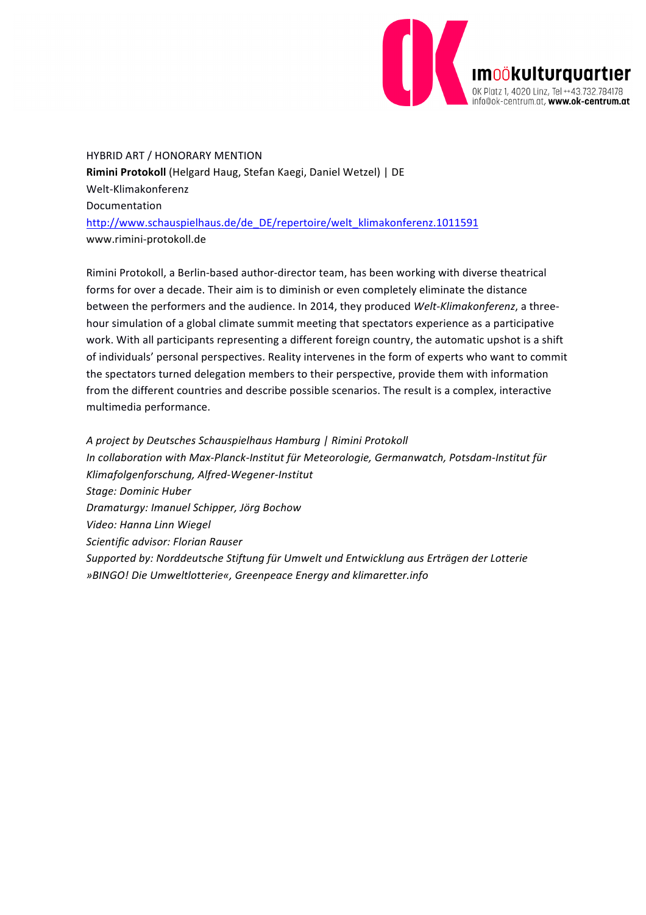HYBRID ART / HONORARY MENTION

**Rimini Protokoll** (Helgard Haug, Stefan Kaegi, Daniel Wetzel) | DE

Welt-Klimakonferenz

Documentation

http://www.schauspielhaus.de/de_DE/repertoire/welt_klimakonferenz.1011591

www.rimini-protokoll.de

Rimini Protokoll, a Berlin-based author-director team, has been working with diverse theatrical forms for over a decade. Their aim is to diminish or even completely eliminate the distance between the performers and the audience. In 2014, they produced *Welt-Klimakonferenz*, a three-hour simulation of a global climate summit meeting that spectators experience as a participative work. With all participants representing a different foreign country, the automatic upshot is a shift of individuals' personal perspectives. Reality intervenes in the form of experts who want to commit the spectators turned delegation members to their perspective, provide them with information from the different countries and describe possible scenarios. The result is a complex, interactive multimedia performance.

*A project by Deutsches Schauspielhaus Hamburg | Rimini Protokoll*

*In collaboration with Max-Planck-Institut für Meteorologie, Germanwatch, Potsdam-Institut für Klimafolgenforschung, Alfred-Wegener-Institut*

*Stage: Dominic Huber*

*Dramaturgy: Imanuel Schipper, Jörg Bochow*

*Video: Hanna Linn Wiegel*

*Scientific advisor: Florian Rauser*

*Supported by: Norddeutsche Stiftung für Umwelt und Entwicklung aus Erträgen der Lotterie »BINGO! Die Umweltlotterie«, Greenpeace Energy and klimaretter.info*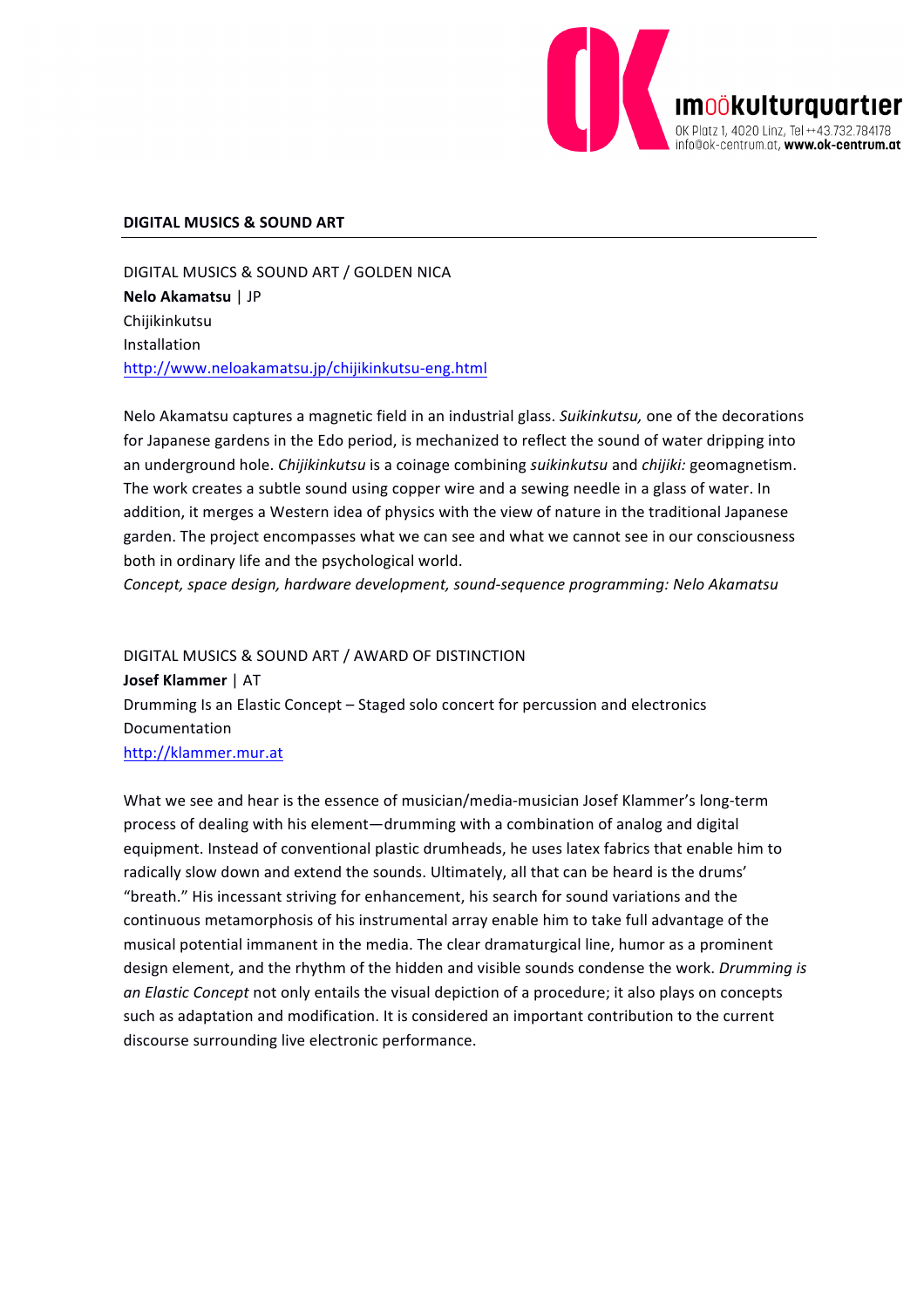## DIGITAL MUSICS & SOUND ART

DIGITAL MUSICS & SOUND ART / GOLDEN NICA
**Nelo Akamatsu** | JP
Chijikinkutsu
Installation
http://www.neloakamatsu.jp/chijikinkutsu-eng.html

Nelo Akamatsu captures a magnetic field in an industrial glass. *Suikinkutsu,* one of the decorations for Japanese gardens in the Edo period, is mechanized to reflect the sound of water dripping into an underground hole. *Chijikinkutsu* is a coinage combining *suikinkutsu* and *chijiki:* geomagnetism. The work creates a subtle sound using copper wire and a sewing needle in a glass of water. In addition, it merges a Western idea of physics with the view of nature in the traditional Japanese garden. The project encompasses what we can see and what we cannot see in our consciousness both in ordinary life and the psychological world.
*Concept, space design, hardware development, sound-sequence programming: Nelo Akamatsu*

DIGITAL MUSICS & SOUND ART / AWARD OF DISTINCTION
**Josef Klammer** | AT
Drumming Is an Elastic Concept – Staged solo concert for percussion and electronics
Documentation
http://klammer.mur.at

What we see and hear is the essence of musician/media-musician Josef Klammer's long-term process of dealing with his element—drumming with a combination of analog and digital equipment. Instead of conventional plastic drumheads, he uses latex fabrics that enable him to radically slow down and extend the sounds. Ultimately, all that can be heard is the drums' "breath." His incessant striving for enhancement, his search for sound variations and the continuous metamorphosis of his instrumental array enable him to take full advantage of the musical potential immanent in the media. The clear dramaturgical line, humor as a prominent design element, and the rhythm of the hidden and visible sounds condense the work. *Drumming is an Elastic Concept* not only entails the visual depiction of a procedure; it also plays on concepts such as adaptation and modification. It is considered an important contribution to the current discourse surrounding live electronic performance.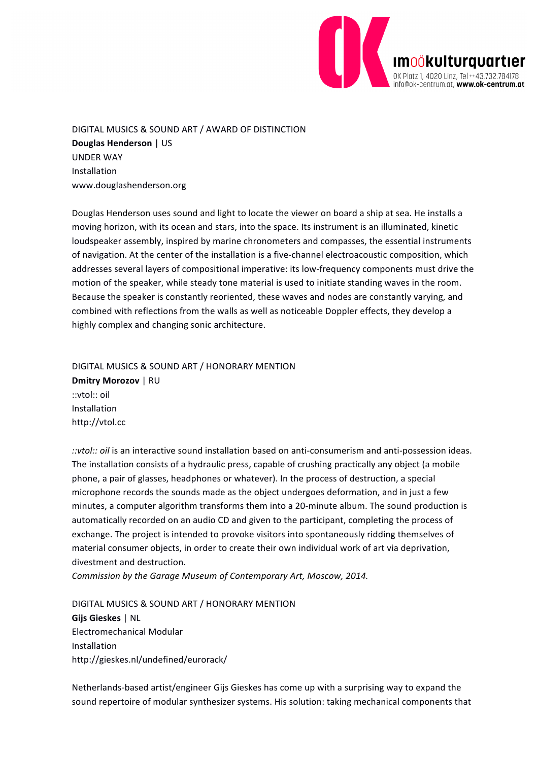DIGITAL MUSICS & SOUND ART / AWARD OF DISTINCTION
**Douglas Henderson** | US
UNDER WAY
Installation
www.douglashenderson.org

Douglas Henderson uses sound and light to locate the viewer on board a ship at sea. He installs a moving horizon, with its ocean and stars, into the space. Its instrument is an illuminated, kinetic loudspeaker assembly, inspired by marine chronometers and compasses, the essential instruments of navigation. At the center of the installation is a five-channel electroacoustic composition, which addresses several layers of compositional imperative: its low-frequency components must drive the motion of the speaker, while steady tone material is used to initiate standing waves in the room. Because the speaker is constantly reoriented, these waves and nodes are constantly varying, and combined with reflections from the walls as well as noticeable Doppler effects, they develop a highly complex and changing sonic architecture.

DIGITAL MUSICS & SOUND ART / HONORARY MENTION
**Dmitry Morozov** | RU
::vtol:: oil
Installation
http://vtol.cc

*::vtol:: oil* is an interactive sound installation based on anti-consumerism and anti-possession ideas. The installation consists of a hydraulic press, capable of crushing practically any object (a mobile phone, a pair of glasses, headphones or whatever). In the process of destruction, a special microphone records the sounds made as the object undergoes deformation, and in just a few minutes, a computer algorithm transforms them into a 20-minute album. The sound production is automatically recorded on an audio CD and given to the participant, completing the process of exchange. The project is intended to provoke visitors into spontaneously ridding themselves of material consumer objects, in order to create their own individual work of art via deprivation, divestment and destruction.
*Commission by the Garage Museum of Contemporary Art, Moscow, 2014.*

DIGITAL MUSICS & SOUND ART / HONORARY MENTION
**Gijs Gieskes** | NL
Electromechanical Modular
Installation
http://gieskes.nl/undefined/eurorack/

Netherlands-based artist/engineer Gijs Gieskes has come up with a surprising way to expand the sound repertoire of modular synthesizer systems. His solution: taking mechanical components that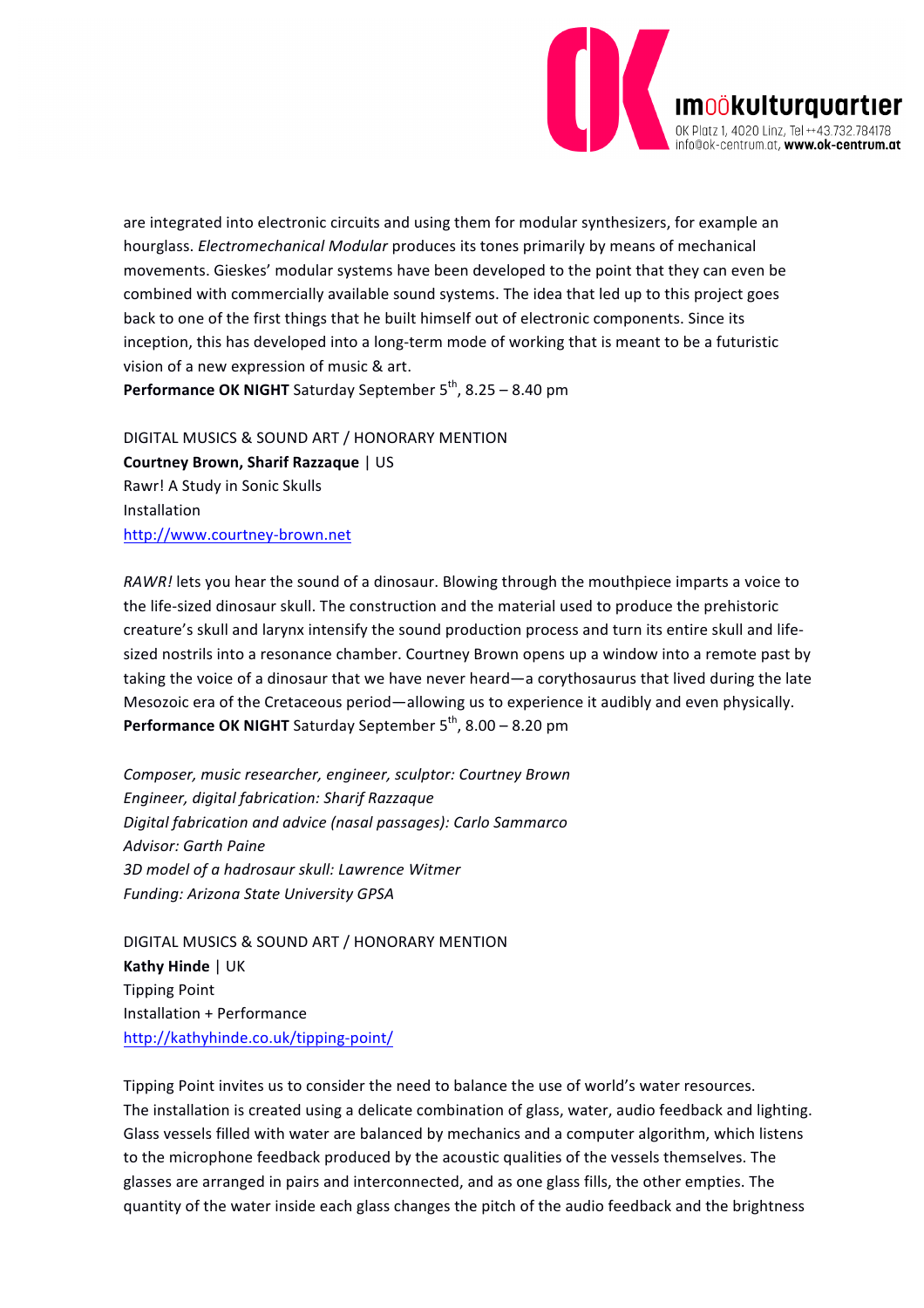are integrated into electronic circuits and using them for modular synthesizers, for example an hourglass. *Electromechanical Modular* produces its tones primarily by means of mechanical movements. Gieskes' modular systems have been developed to the point that they can even be combined with commercially available sound systems. The idea that led up to this project goes back to one of the first things that he built himself out of electronic components. Since its inception, this has developed into a long-term mode of working that is meant to be a futuristic vision of a new expression of music & art.
**Performance OK NIGHT** Saturday September 5th, 8.25 – 8.40 pm

DIGITAL MUSICS & SOUND ART / HONORARY MENTION
**Courtney Brown, Sharif Razzaque** | US
Rawr! A Study in Sonic Skulls
Installation
http://www.courtney-brown.net

*RAWR!* lets you hear the sound of a dinosaur. Blowing through the mouthpiece imparts a voice to the life-sized dinosaur skull. The construction and the material used to produce the prehistoric creature's skull and larynx intensify the sound production process and turn its entire skull and life-sized nostrils into a resonance chamber. Courtney Brown opens up a window into a remote past by taking the voice of a dinosaur that we have never heard—a corythosaurus that lived during the late Mesozoic era of the Cretaceous period—allowing us to experience it audibly and even physically.
**Performance OK NIGHT** Saturday September 5th, 8.00 – 8.20 pm

*Composer, music researcher, engineer, sculptor: Courtney Brown*
*Engineer, digital fabrication: Sharif Razzaque*
*Digital fabrication and advice (nasal passages): Carlo Sammarco*
*Advisor: Garth Paine*
*3D model of a hadrosaur skull: Lawrence Witmer*
*Funding: Arizona State University GPSA*

DIGITAL MUSICS & SOUND ART / HONORARY MENTION
**Kathy Hinde** | UK
Tipping Point
Installation + Performance
http://kathyhinde.co.uk/tipping-point/

Tipping Point invites us to consider the need to balance the use of world's water resources.
The installation is created using a delicate combination of glass, water, audio feedback and lighting. Glass vessels filled with water are balanced by mechanics and a computer algorithm, which listens to the microphone feedback produced by the acoustic qualities of the vessels themselves. The glasses are arranged in pairs and interconnected, and as one glass fills, the other empties. The quantity of the water inside each glass changes the pitch of the audio feedback and the brightness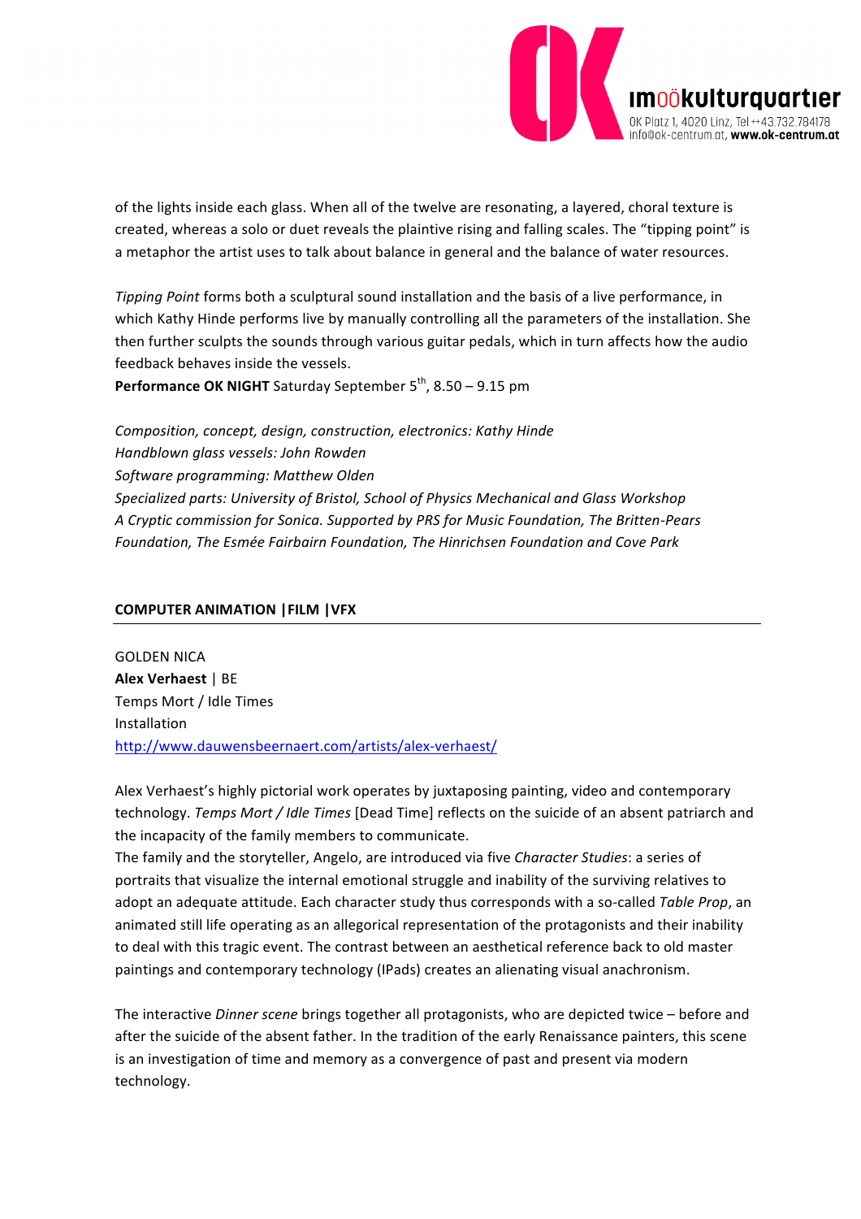of the lights inside each glass. When all of the twelve are resonating, a layered, choral texture is created, whereas a solo or duet reveals the plaintive rising and falling scales. The “tipping point” is a metaphor the artist uses to talk about balance in general and the balance of water resources.

*Tipping Point* forms both a sculptural sound installation and the basis of a live performance, in which Kathy Hinde performs live by manually controlling all the parameters of the installation. She then further sculpts the sounds through various guitar pedals, which in turn affects how the audio feedback behaves inside the vessels.
**Performance OK NIGHT** Saturday September 5th, 8.50 – 9.15 pm

*Composition, concept, design, construction, electronics: Kathy Hinde*
*Handblown glass vessels: John Rowden*
*Software programming: Matthew Olden*
*Specialized parts: University of Bristol, School of Physics Mechanical and Glass Workshop*
*A Cryptic commission for Sonica. Supported by PRS for Music Foundation, The Britten-Pears Foundation, The Esmée Fairbairn Foundation, The Hinrichsen Foundation and Cove Park*

## COMPUTER ANIMATION |FILM |VFX

GOLDEN NICA
**Alex Verhaest** | BE
Temps Mort / Idle Times
Installation
http://www.dauwensbeernaert.com/artists/alex-verhaest/

Alex Verhaest’s highly pictorial work operates by juxtaposing painting, video and contemporary technology. *Temps Mort / Idle Times* [Dead Time] reflects on the suicide of an absent patriarch and the incapacity of the family members to communicate.
The family and the storyteller, Angelo, are introduced via five *Character Studies*: a series of portraits that visualize the internal emotional struggle and inability of the surviving relatives to adopt an adequate attitude. Each character study thus corresponds with a so-called *Table Prop*, an animated still life operating as an allegorical representation of the protagonists and their inability to deal with this tragic event. The contrast between an aesthetical reference back to old master paintings and contemporary technology (IPads) creates an alienating visual anachronism.

The interactive *Dinner scene* brings together all protagonists, who are depicted twice – before and after the suicide of the absent father. In the tradition of the early Renaissance painters, this scene is an investigation of time and memory as a convergence of past and present via modern technology.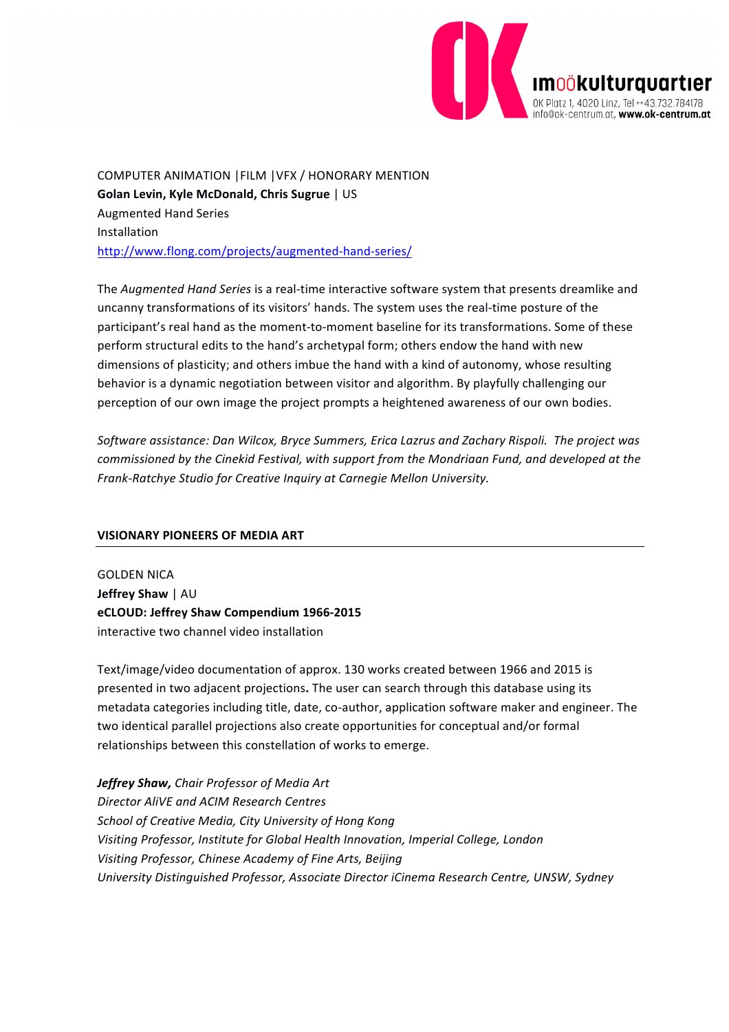COMPUTER ANIMATION |FILM |VFX / HONORARY MENTION
**Golan Levin, Kyle McDonald, Chris Sugrue** | US
Augmented Hand Series
Installation
http://www.flong.com/projects/augmented-hand-series/

The *Augmented Hand Series* is a real-time interactive software system that presents dreamlike and uncanny transformations of its visitors' hands. The system uses the real-time posture of the participant's real hand as the moment-to-moment baseline for its transformations. Some of these perform structural edits to the hand's archetypal form; others endow the hand with new dimensions of plasticity; and others imbue the hand with a kind of autonomy, whose resulting behavior is a dynamic negotiation between visitor and algorithm. By playfully challenging our perception of our own image the project prompts a heightened awareness of our own bodies.

*Software assistance: Dan Wilcox, Bryce Summers, Erica Lazrus and Zachary Rispoli. The project was commissioned by the Cinekid Festival, with support from the Mondriaan Fund, and developed at the Frank-Ratchye Studio for Creative Inquiry at Carnegie Mellon University.*

## VISIONARY PIONEERS OF MEDIA ART

GOLDEN NICA
**Jeffrey Shaw** | AU
**eCLOUD: Jeffrey Shaw Compendium 1966-2015**
interactive two channel video installation

Text/image/video documentation of approx. 130 works created between 1966 and 2015 is presented in two adjacent projections**.** The user can search through this database using its metadata categories including title, date, co-author, application software maker and engineer. The two identical parallel projections also create opportunities for conceptual and/or formal relationships between this constellation of works to emerge.

***Jeffrey Shaw,*** *Chair Professor of Media Art*
*Director AliVE and ACIM Research Centres*
*School of Creative Media, City University of Hong Kong*
*Visiting Professor, Institute for Global Health Innovation, Imperial College, London*
*Visiting Professor, Chinese Academy of Fine Arts, Beijing*
*University Distinguished Professor, Associate Director iCinema Research Centre, UNSW, Sydney*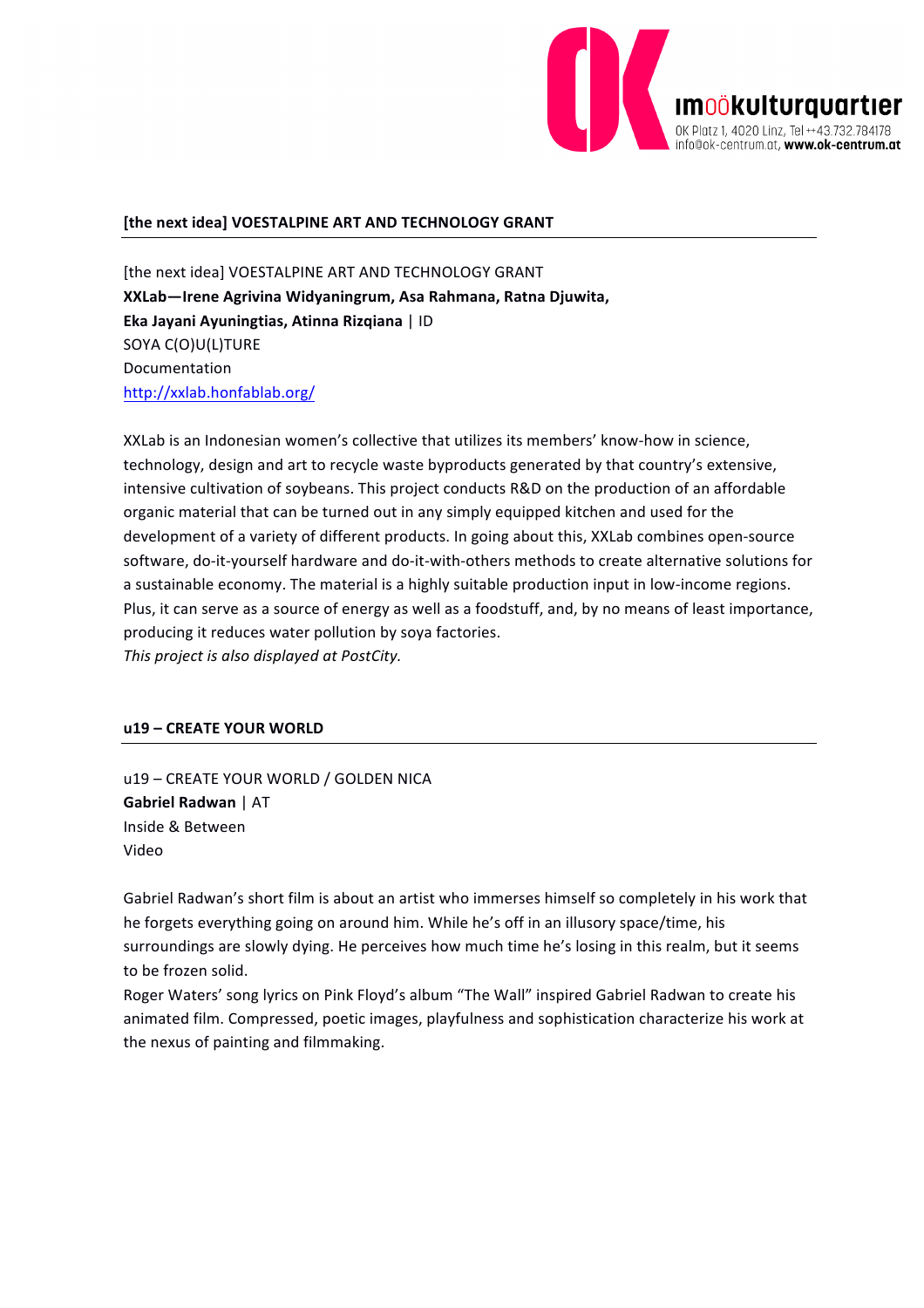## [the next idea] VOESTALPINE ART AND TECHNOLOGY GRANT

[the next idea] VOESTALPINE ART AND TECHNOLOGY GRANT
**XXLab—Irene Agrivina Widyaningrum, Asa Rahmana, Ratna Djuwita, Eka Jayani Ayuningtias, Atinna Rizqiana** | ID
SOYA C(O)U(L)TURE
Documentation
http://xxlab.honfablab.org/

XXLab is an Indonesian women's collective that utilizes its members' know-how in science, technology, design and art to recycle waste byproducts generated by that country's extensive, intensive cultivation of soybeans. This project conducts R&D on the production of an affordable organic material that can be turned out in any simply equipped kitchen and used for the development of a variety of different products. In going about this, XXLab combines open-source software, do-it-yourself hardware and do-it-with-others methods to create alternative solutions for a sustainable economy. The material is a highly suitable production input in low-income regions. Plus, it can serve as a source of energy as well as a foodstuff, and, by no means of least importance, producing it reduces water pollution by soya factories.
*This project is also displayed at PostCity.*

## u19 – CREATE YOUR WORLD

u19 – CREATE YOUR WORLD / GOLDEN NICA
**Gabriel Radwan** | AT
Inside & Between
Video

Gabriel Radwan's short film is about an artist who immerses himself so completely in his work that he forgets everything going on around him. While he's off in an illusory space/time, his surroundings are slowly dying. He perceives how much time he's losing in this realm, but it seems to be frozen solid.
Roger Waters' song lyrics on Pink Floyd's album "The Wall" inspired Gabriel Radwan to create his animated film. Compressed, poetic images, playfulness and sophistication characterize his work at the nexus of painting and filmmaking.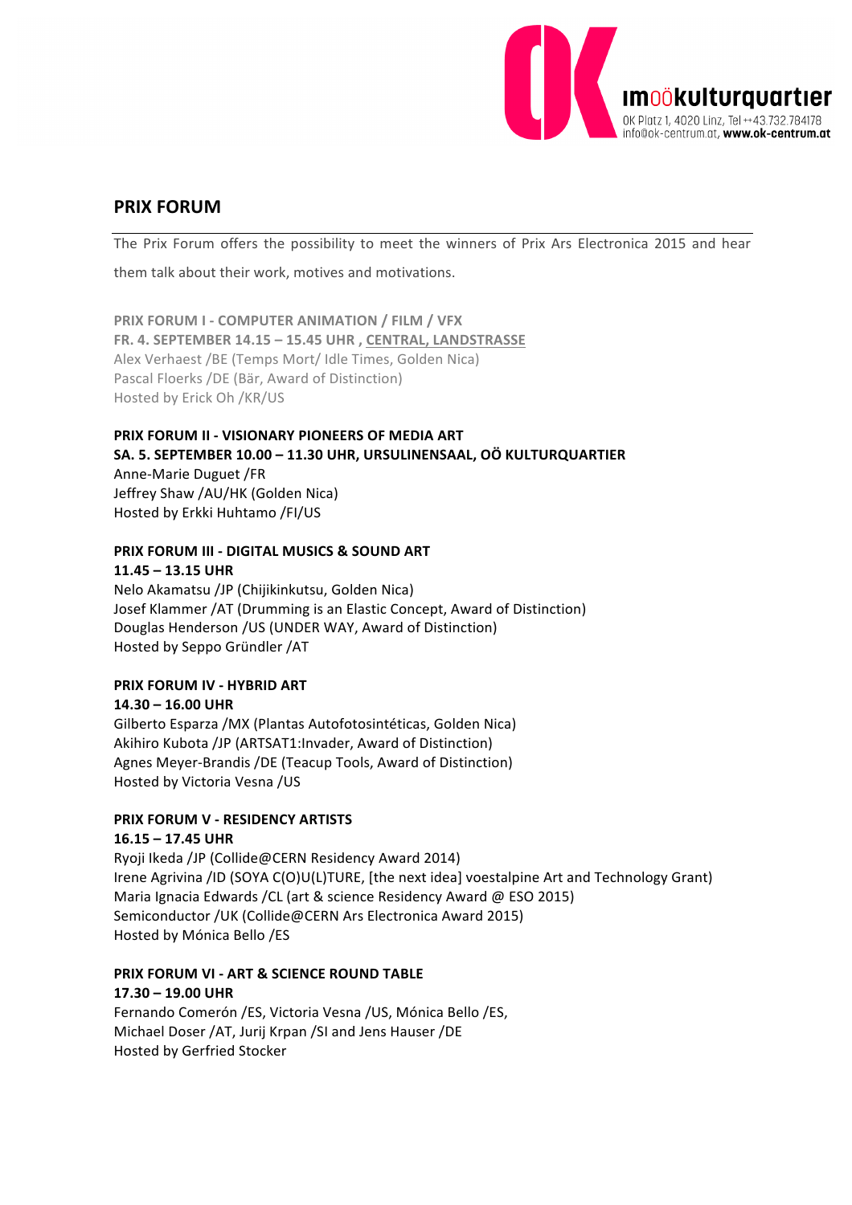## PRIX FORUM

The Prix Forum offers the possibility to meet the winners of Prix Ars Electronica 2015 and hear them talk about their work, motives and motivations.

**PRIX FORUM I - COMPUTER ANIMATION / FILM / VFX**
**FR. 4. SEPTEMBER 14.15 – 15.45 UHR , CENTRAL, LANDSTRASSE**
Alex Verhaest /BE (Temps Mort/ Idle Times, Golden Nica)
Pascal Floerks /DE (Bär, Award of Distinction)
Hosted by Erick Oh /KR/US

**PRIX FORUM II - VISIONARY PIONEERS OF MEDIA ART**
**SA. 5. SEPTEMBER 10.00 – 11.30 UHR, URSULINENSAAL, OÖ KULTURQUARTIER**
Anne-Marie Duguet /FR
Jeffrey Shaw /AU/HK (Golden Nica)
Hosted by Erkki Huhtamo /FI/US

**PRIX FORUM III - DIGITAL MUSICS & SOUND ART**
**11.45 – 13.15 UHR**
Nelo Akamatsu /JP (Chijikinkutsu, Golden Nica)
Josef Klammer /AT (Drumming is an Elastic Concept, Award of Distinction)
Douglas Henderson /US (UNDER WAY, Award of Distinction)
Hosted by Seppo Gründler /AT

**PRIX FORUM IV - HYBRID ART**
**14.30 – 16.00 UHR**
Gilberto Esparza /MX (Plantas Autofotosintéticas, Golden Nica)
Akihiro Kubota /JP (ARTSAT1:Invader, Award of Distinction)
Agnes Meyer-Brandis /DE (Teacup Tools, Award of Distinction)
Hosted by Victoria Vesna /US

**PRIX FORUM V - RESIDENCY ARTISTS**
**16.15 – 17.45 UHR**
Ryoji Ikeda /JP (Collide@CERN Residency Award 2014)
Irene Agrivina /ID (SOYA C(O)U(L)TURE, [the next idea] voestalpine Art and Technology Grant)
Maria Ignacia Edwards /CL (art & science Residency Award @ ESO 2015)
Semiconductor /UK (Collide@CERN Ars Electronica Award 2015)
Hosted by Mónica Bello /ES

**PRIX FORUM VI - ART & SCIENCE ROUND TABLE**
**17.30 – 19.00 UHR**
Fernando Comerón /ES, Victoria Vesna /US, Mónica Bello /ES,
Michael Doser /AT, Jurij Krpan /SI and Jens Hauser /DE
Hosted by Gerfried Stocker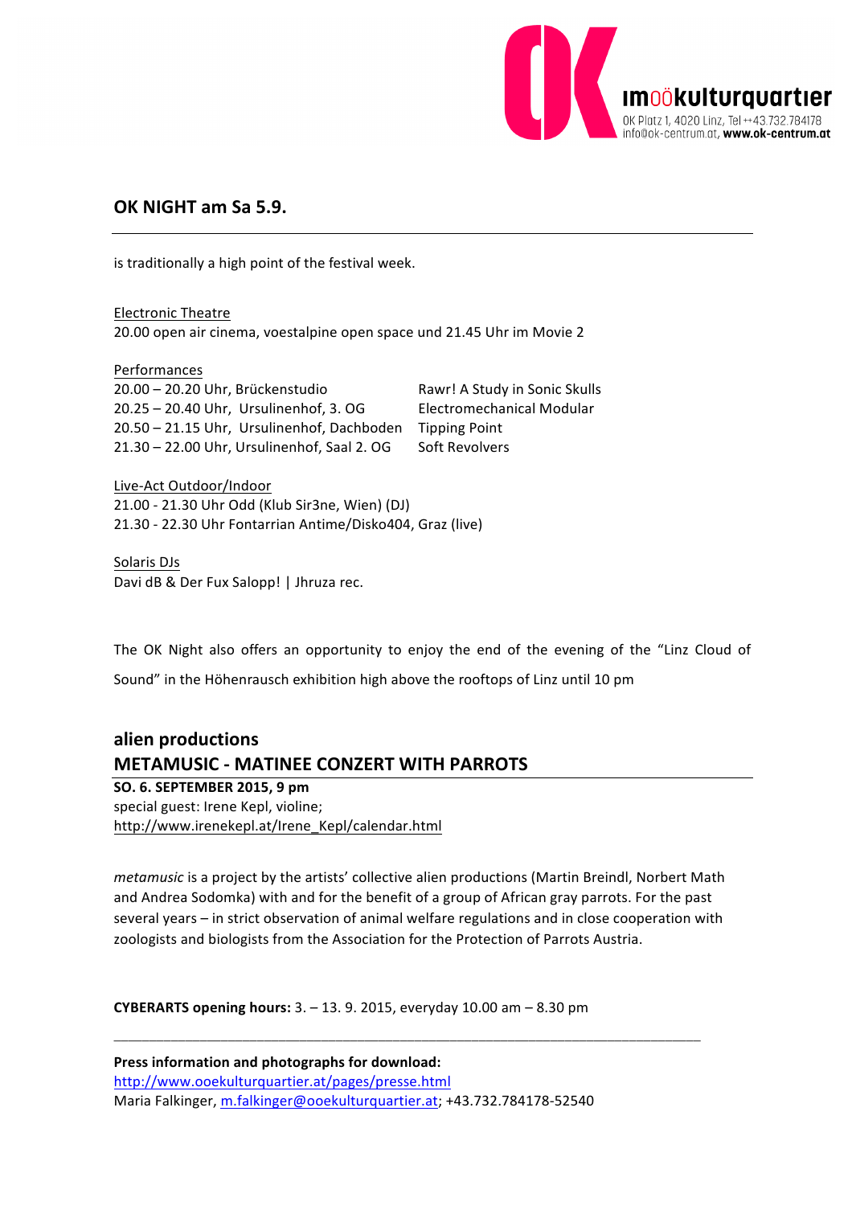## OK NIGHT am Sa 5.9.

is traditionally a high point of the festival week.

Electronic Theatre
20.00 open air cinema, voestalpine open space und 21.45 Uhr im Movie 2

Performances

| | |
|---|---|
| 20.00 – 20.20 Uhr, Brückenstudio | Rawr! A Study in Sonic Skulls |
| 20.25 – 20.40 Uhr, Ursulinenhof, 3. OG | Electromechanical Modular |
| 20.50 – 21.15 Uhr, Ursulinenhof, Dachboden | Tipping Point |
| 21.30 – 22.00 Uhr, Ursulinenhof, Saal 2. OG | Soft Revolvers |

Live-Act Outdoor/Indoor
21.00 - 21.30 Uhr Odd (Klub Sir3ne, Wien) (DJ)
21.30 - 22.30 Uhr Fontarrian Antime/Disko404, Graz (live)

Solaris DJs
Davi dB & Der Fux Salopp! | Jhruza rec.

The OK Night also offers an opportunity to enjoy the end of the evening of the "Linz Cloud of Sound" in the Höhenrausch exhibition high above the rooftops of Linz until 10 pm

## alien productions
## METAMUSIC - MATINEE CONZERT WITH PARROTS

**SO. 6. SEPTEMBER 2015, 9 pm**
special guest: Irene Kepl, violine;
http://www.irenekepl.at/Irene_Kepl/calendar.html

*metamusic* is a project by the artists' collective alien productions (Martin Breindl, Norbert Math and Andrea Sodomka) with and for the benefit of a group of African gray parrots. For the past several years – in strict observation of animal welfare regulations and in close cooperation with zoologists and biologists from the Association for the Protection of Parrots Austria.

**CYBERARTS opening hours:** 3. – 13. 9. 2015, everyday 10.00 am – 8.30 pm

---

**Press information and photographs for download:**
http://www.ooekulturquartier.at/pages/presse.html
Maria Falkinger, m.falkinger@ooekulturquartier.at; +43.732.784178-52540